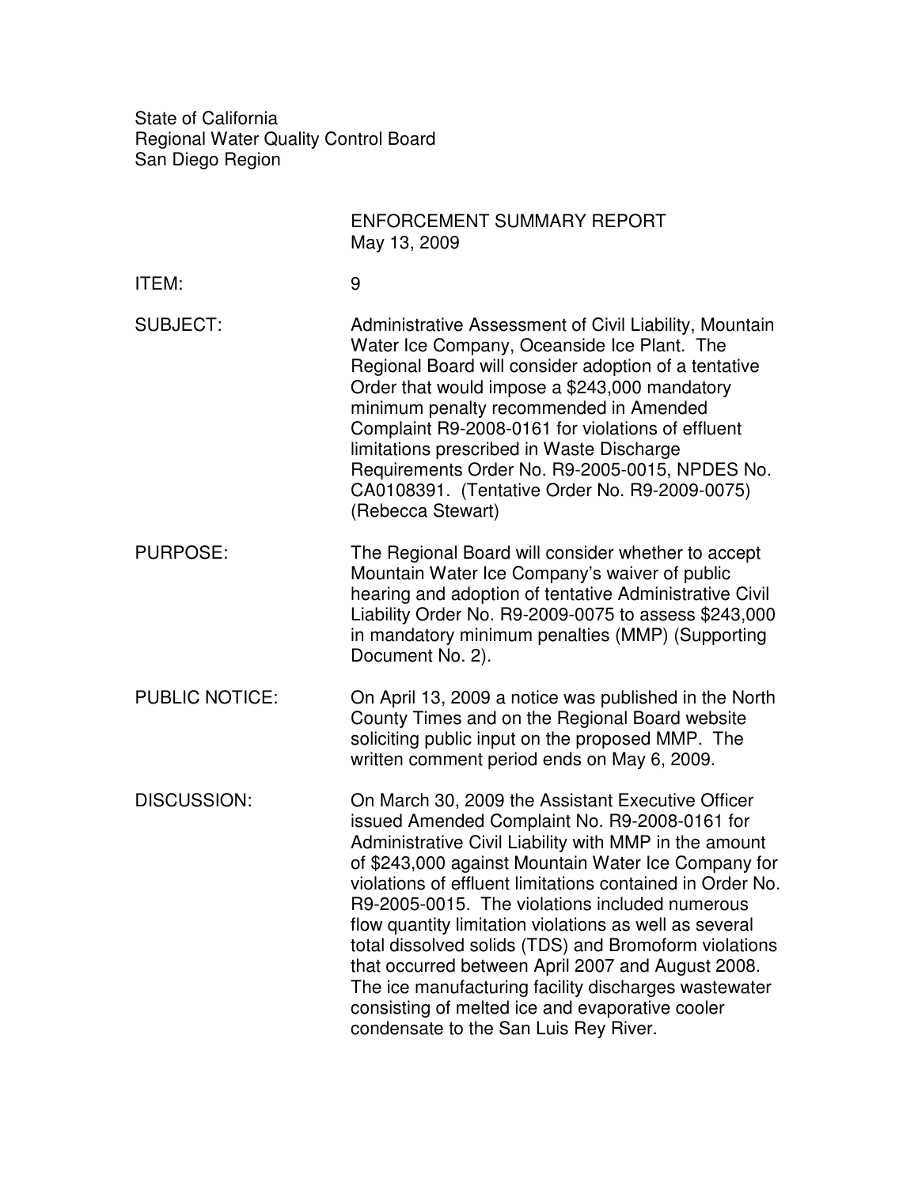State of California
Regional Water Quality Control Board
San Diego Region

ENFORCEMENT SUMMARY REPORT
May 13, 2009

**ITEM:** 9

**SUBJECT:** Administrative Assessment of Civil Liability, Mountain Water Ice Company, Oceanside Ice Plant. The Regional Board will consider adoption of a tentative Order that would impose a $243,000 mandatory minimum penalty recommended in Amended Complaint R9-2008-0161 for violations of effluent limitations prescribed in Waste Discharge Requirements Order No. R9-2005-0015, NPDES No. CA0108391. (Tentative Order No. R9-2009-0075) (Rebecca Stewart)

**PURPOSE:** The Regional Board will consider whether to accept Mountain Water Ice Company's waiver of public hearing and adoption of tentative Administrative Civil Liability Order No. R9-2009-0075 to assess $243,000 in mandatory minimum penalties (MMP) (Supporting Document No. 2).

**PUBLIC NOTICE:** On April 13, 2009 a notice was published in the North County Times and on the Regional Board website soliciting public input on the proposed MMP. The written comment period ends on May 6, 2009.

**DISCUSSION:** On March 30, 2009 the Assistant Executive Officer issued Amended Complaint No. R9-2008-0161 for Administrative Civil Liability with MMP in the amount of $243,000 against Mountain Water Ice Company for violations of effluent limitations contained in Order No. R9-2005-0015. The violations included numerous flow quantity limitation violations as well as several total dissolved solids (TDS) and Bromoform violations that occurred between April 2007 and August 2008. The ice manufacturing facility discharges wastewater consisting of melted ice and evaporative cooler condensate to the San Luis Rey River.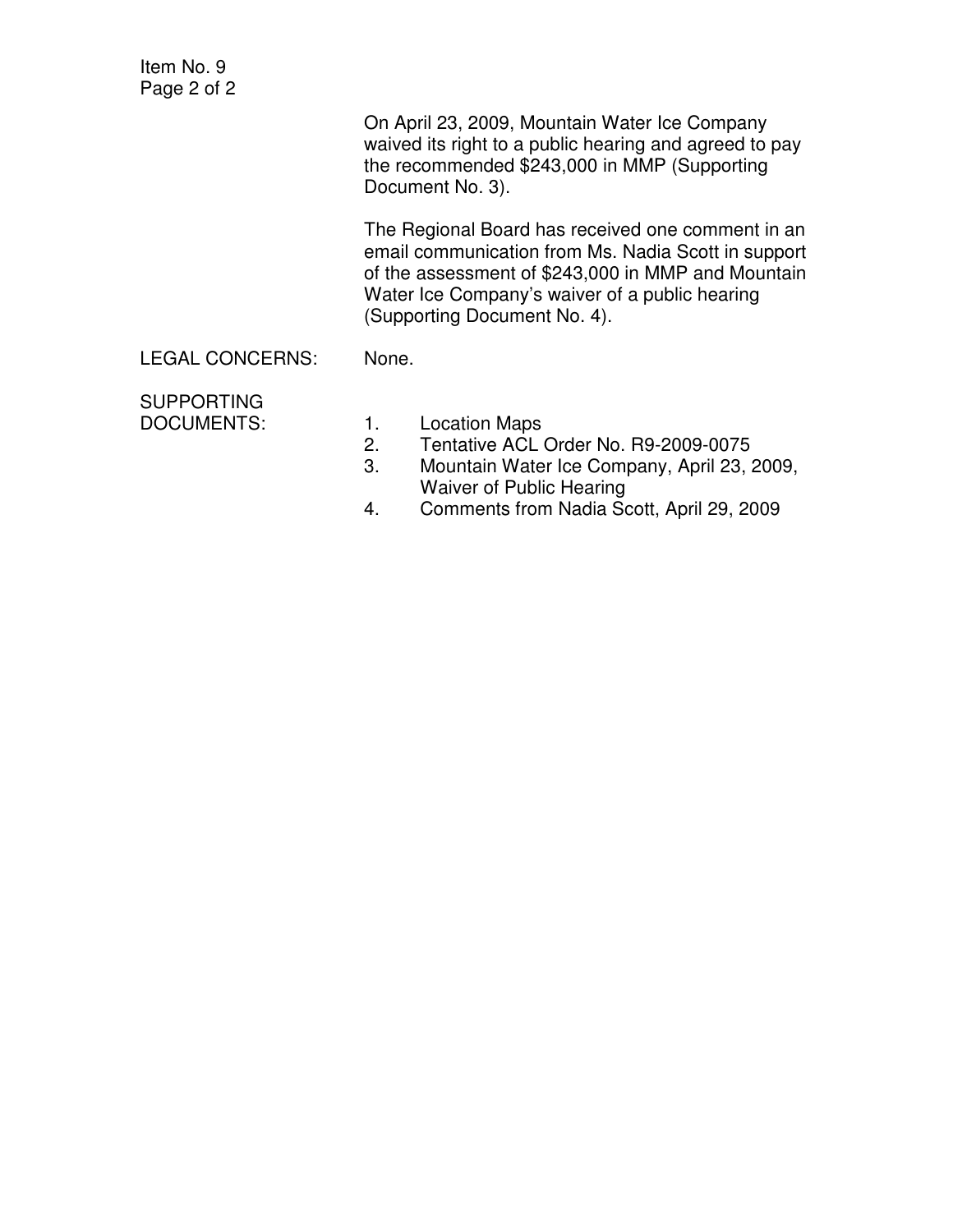On April 23, 2009, Mountain Water Ice Company waived its right to a public hearing and agreed to pay the recommended $243,000 in MMP (Supporting Document No. 3).

The Regional Board has received one comment in an email communication from Ms. Nadia Scott in support of the assessment of $243,000 in MMP and Mountain Water Ice Company's waiver of a public hearing (Supporting Document No. 4).

LEGAL CONCERNS: None.

SUPPORTING DOCUMENTS:

1. Location Maps
2. Tentative ACL Order No. R9-2009-0075
3. Mountain Water Ice Company, April 23, 2009, Waiver of Public Hearing
4. Comments from Nadia Scott, April 29, 2009